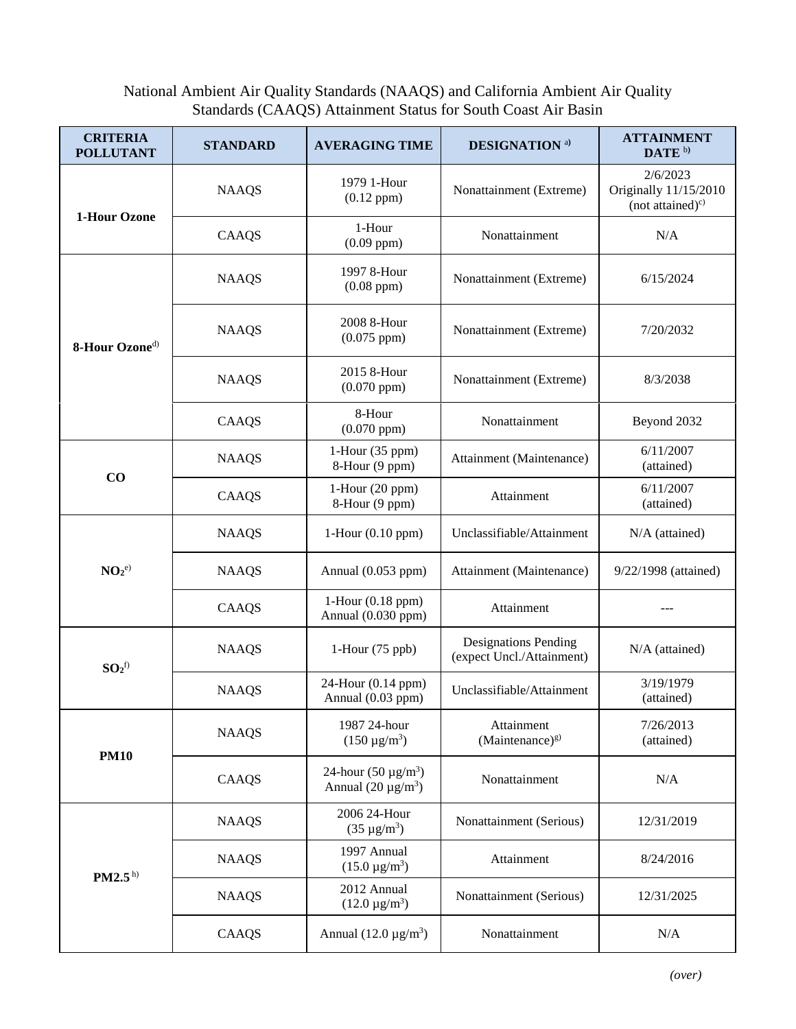National Ambient Air Quality Standards (NAAQS) and California Ambient Air Quality Standards (CAAQS) Attainment Status for South Coast Air Basin

| CRITERIA POLLUTANT | STANDARD | AVERAGING TIME | DESIGNATION [a)] | ATTAINMENT DATE [b)] |
|---|---|---|---|---|
| 1-Hour Ozone | NAAQS | 1979 1-Hour (0.12 ppm) | Nonattainment (Extreme) | 2/6/2023 Originally 11/15/2010 (not attained)[c)] |
| | CAAQS | 1-Hour (0.09 ppm) | Nonattainment | N/A |
| 8-Hour Ozone[d)] | NAAQS | 1997 8-Hour (0.08 ppm) | Nonattainment (Extreme) | 6/15/2024 |
| | NAAQS | 2008 8-Hour (0.075 ppm) | Nonattainment (Extreme) | 7/20/2032 |
| | NAAQS | 2015 8-Hour (0.070 ppm) | Nonattainment (Extreme) | 8/3/2038 |
| | CAAQS | 8-Hour (0.070 ppm) | Nonattainment | Beyond 2032 |
| CO | NAAQS | 1-Hour (35 ppm) 8-Hour (9 ppm) | Attainment (Maintenance) | 6/11/2007 (attained) |
| | CAAQS | 1-Hour (20 ppm) 8-Hour (9 ppm) | Attainment | 6/11/2007 (attained) |
| $NO_2$[e)] | NAAQS | 1-Hour (0.10 ppm) | Unclassifiable/Attainment | N/A (attained) |
| | NAAQS | Annual (0.053 ppm) | Attainment (Maintenance) | 9/22/1998 (attained) |
| | CAAQS | 1-Hour (0.18 ppm) Annual (0.030 ppm) | Attainment | --- |
| $SO_2$[f)] | NAAQS | 1-Hour (75 ppb) | Designations Pending (expect Uncl./Attainment) | N/A (attained) |
| | NAAQS | 24-Hour (0.14 ppm) Annual (0.03 ppm) | Unclassifiable/Attainment | 3/19/1979 (attained) |
| PM10 | NAAQS | 1987 24-hour (150 µg/m$^3$) | Attainment (Maintenance)[g)] | 7/26/2013 (attained) |
| | CAAQS | 24-hour (50 µg/m$^3$) Annual (20 µg/m$^3$) | Nonattainment | N/A |
| PM2.5 [h)] | NAAQS | 2006 24-Hour (35 µg/m$^3$) | Nonattainment (Serious) | 12/31/2019 |
| | NAAQS | 1997 Annual (15.0 µg/m$^3$) | Attainment | 8/24/2016 |
| | NAAQS | 2012 Annual (12.0 µg/m$^3$) | Nonattainment (Serious) | 12/31/2025 |
| | CAAQS | Annual (12.0 µg/m$^3$) | Nonattainment | N/A |

*(over)*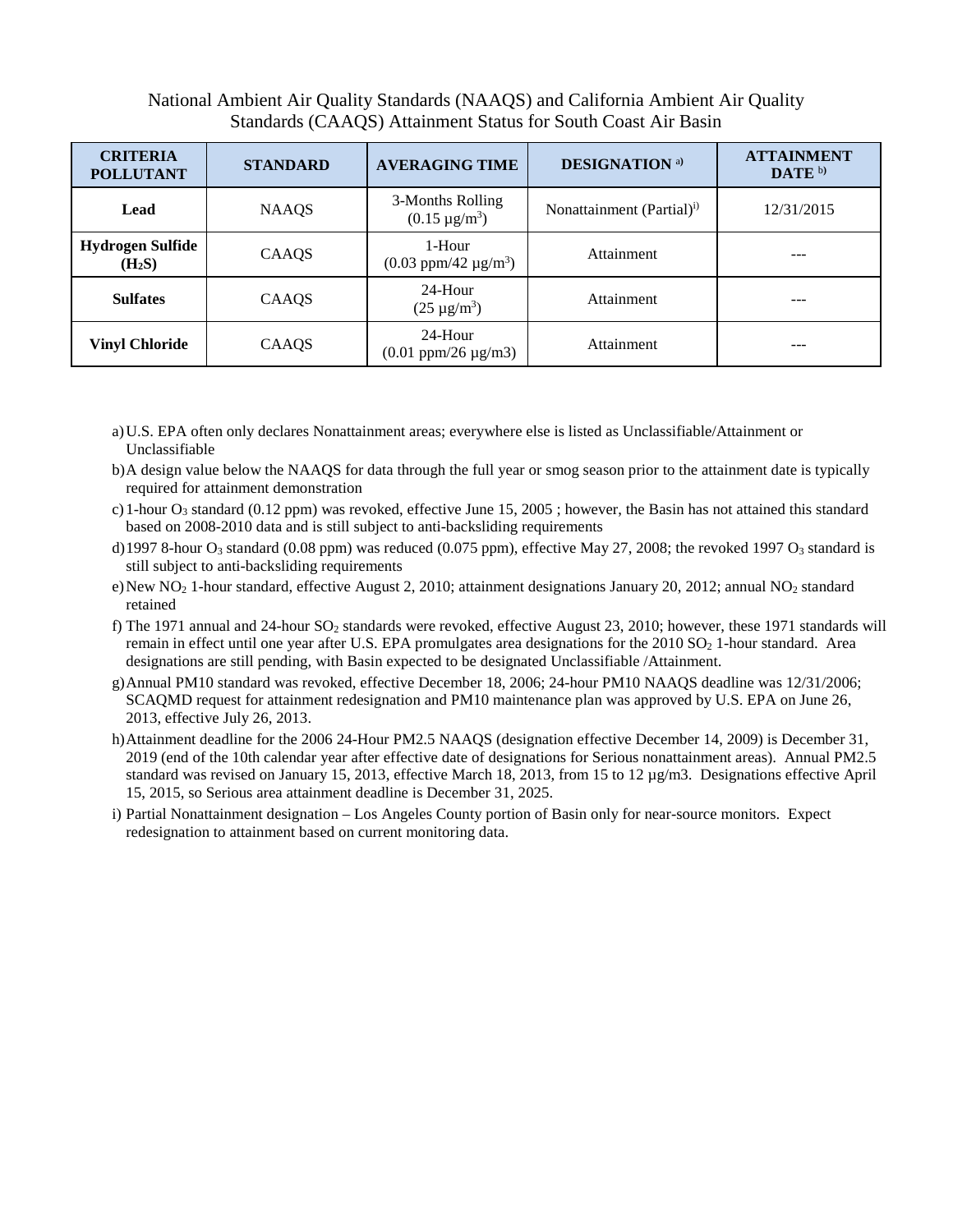National Ambient Air Quality Standards (NAAQS) and California Ambient Air Quality Standards (CAAQS) Attainment Status for South Coast Air Basin

| CRITERIA POLLUTANT | STANDARD | AVERAGING TIME | DESIGNATION [a)] | ATTAINMENT DATE [b)] |
|---|---|---|---|---|
| **Lead** | NAAQS | 3-Months Rolling ($0.15\ \mu g/m^3$) | Nonattainment (Partial)[i)] | 12/31/2015 |
| **Hydrogen Sulfide ($H_2S$)** | CAAQS | 1-Hour ($0.03$ ppm/$42\ \mu g/m^3$) | Attainment | --- |
| **Sulfates** | CAAQS | 24-Hour ($25\ \mu g/m^3$) | Attainment | --- |
| **Vinyl Chloride** | CAAQS | 24-Hour (0.01 ppm/26 μg/m3) | Attainment | --- |

a) U.S. EPA often only declares Nonattainment areas; everywhere else is listed as Unclassifiable/Attainment or Unclassifiable

b) A design value below the NAAQS for data through the full year or smog season prior to the attainment date is typically required for attainment demonstration

c) 1-hour $O_3$ standard (0.12 ppm) was revoked, effective June 15, 2005 ; however, the Basin has not attained this standard based on 2008-2010 data and is still subject to anti-backsliding requirements

d) 1997 8-hour $O_3$ standard (0.08 ppm) was reduced (0.075 ppm), effective May 27, 2008; the revoked 1997 $O_3$ standard is still subject to anti-backsliding requirements

e) New $NO_2$ 1-hour standard, effective August 2, 2010; attainment designations January 20, 2012; annual $NO_2$ standard retained

f) The 1971 annual and 24-hour $SO_2$ standards were revoked, effective August 23, 2010; however, these 1971 standards will remain in effect until one year after U.S. EPA promulgates area designations for the 2010 $SO_2$ 1-hour standard. Area designations are still pending, with Basin expected to be designated Unclassifiable /Attainment.

g) Annual PM10 standard was revoked, effective December 18, 2006; 24-hour PM10 NAAQS deadline was 12/31/2006; SCAQMD request for attainment redesignation and PM10 maintenance plan was approved by U.S. EPA on June 26, 2013, effective July 26, 2013.

h) Attainment deadline for the 2006 24-Hour PM2.5 NAAQS (designation effective December 14, 2009) is December 31, 2019 (end of the 10th calendar year after effective date of designations for Serious nonattainment areas). Annual PM2.5 standard was revised on January 15, 2013, effective March 18, 2013, from 15 to 12 μg/m3. Designations effective April 15, 2015, so Serious area attainment deadline is December 31, 2025.

i) Partial Nonattainment designation – Los Angeles County portion of Basin only for near-source monitors. Expect redesignation to attainment based on current monitoring data.